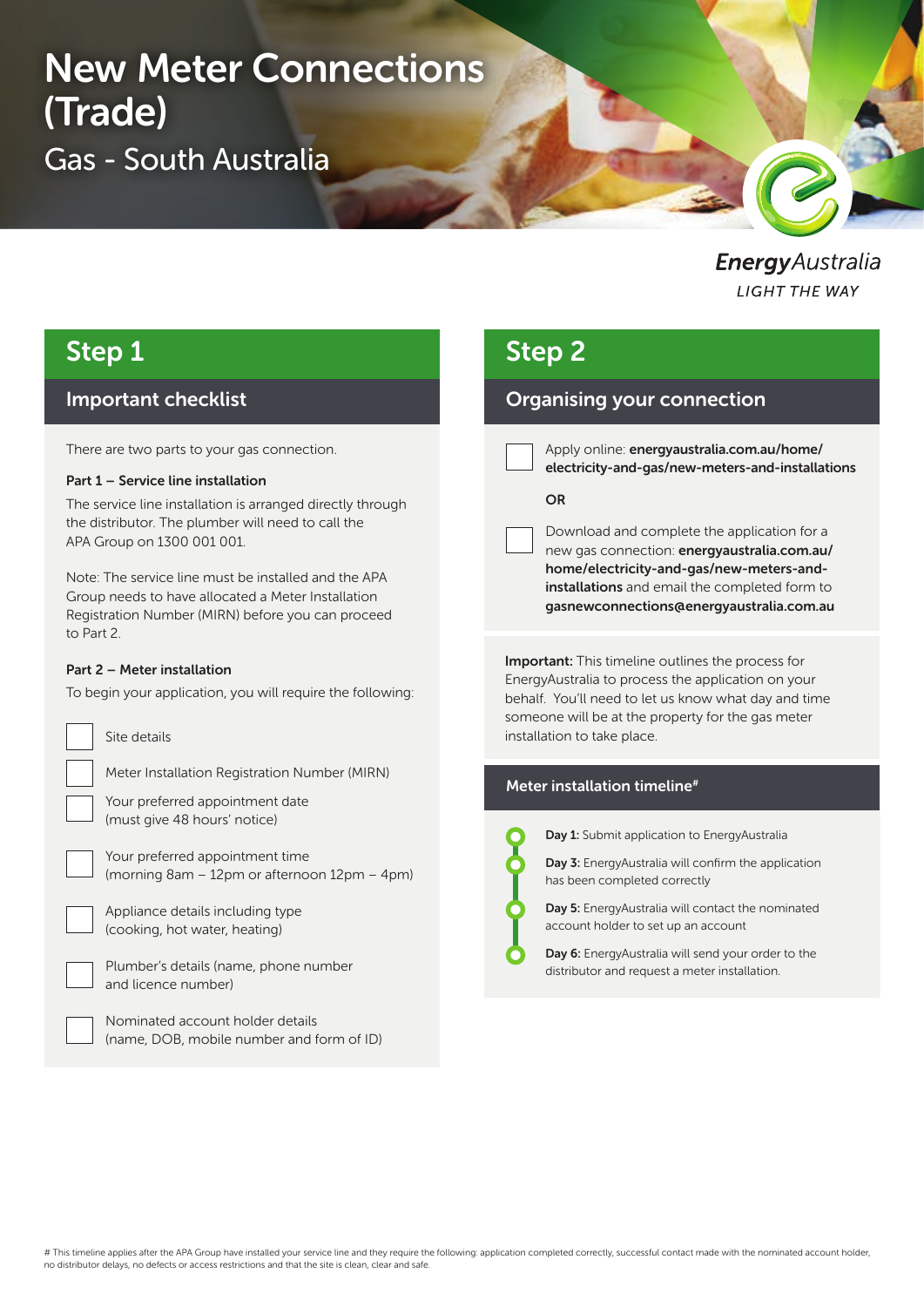# New Meter Connections (Trade)

## Gas - South Australia

EnergyAustralia
LIGHT THE WAY

## Step 1

### Important checklist

There are two parts to your gas connection.

**Part 1 – Service line installation**

The service line installation is arranged directly through the distributor. The plumber will need to call the APA Group on 1300 001 001.

Note: The service line must be installed and the APA Group needs to have allocated a Meter Installation Registration Number (MIRN) before you can proceed to Part 2.

**Part 2 – Meter installation**

To begin your application, you will require the following:

- [ ] Site details
- [ ] Meter Installation Registration Number (MIRN)
- [ ] Your preferred appointment date (must give 48 hours' notice)
- [ ] Your preferred appointment time (morning 8am – 12pm or afternoon 12pm – 4pm)
- [ ] Appliance details including type (cooking, hot water, heating)
- [ ] Plumber's details (name, phone number and licence number)
- [ ] Nominated account holder details (name, DOB, mobile number and form of ID)

## Step 2

### Organising your connection

- [ ] Apply online: **energyaustralia.com.au/home/electricity-and-gas/new-meters-and-installations**

**OR**

- [ ] Download and complete the application for a new gas connection: **energyaustralia.com.au/home/electricity-and-gas/new-meters-and-installations** and email the completed form to **gasnewconnections@energyaustralia.com.au**

**Important:** This timeline outlines the process for EnergyAustralia to process the application on your behalf. You'll need to let us know what day and time someone will be at the property for the gas meter installation to take place.

### Meter installation timeline#

- **Day 1:** Submit application to EnergyAustralia
- **Day 3:** EnergyAustralia will confirm the application has been completed correctly
- **Day 5:** EnergyAustralia will contact the nominated account holder to set up an account
- **Day 6:** EnergyAustralia will send your order to the distributor and request a meter installation.

# This timeline applies after the APA Group have installed your service line and they require the following: application completed correctly, successful contact made with the nominated account holder, no distributor delays, no defects or access restrictions and that the site is clean, clear and safe.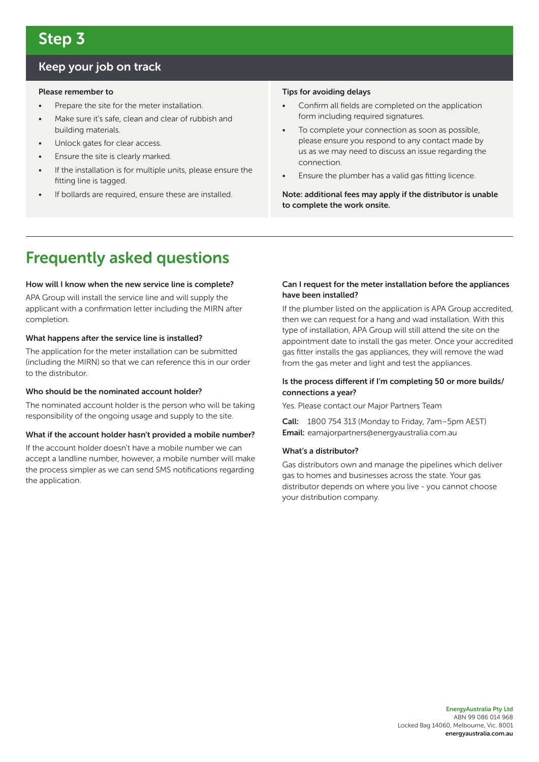# Step 3

## Keep your job on track

**Please remember to**

- Prepare the site for the meter installation.
- Make sure it's safe, clean and clear of rubbish and building materials.
- Unlock gates for clear access.
- Ensure the site is clearly marked.
- If the installation is for multiple units, please ensure the fitting line is tagged.
- If bollards are required, ensure these are installed.

**Tips for avoiding delays**

- Confirm all fields are completed on the application form including required signatures.
- To complete your connection as soon as possible, please ensure you respond to any contact made by us as we may need to discuss an issue regarding the connection.
- Ensure the plumber has a valid gas fitting licence.

**Note: additional fees may apply if the distributor is unable to complete the work onsite.**

# Frequently asked questions

**How will I know when the new service line is complete?**

APA Group will install the service line and will supply the applicant with a confirmation letter including the MIRN after completion.

**What happens after the service line is installed?**

The application for the meter installation can be submitted (including the MIRN) so that we can reference this in our order to the distributor.

**Who should be the nominated account holder?**

The nominated account holder is the person who will be taking responsibility of the ongoing usage and supply to the site.

**What if the account holder hasn't provided a mobile number?**

If the account holder doesn't have a mobile number we can accept a landline number, however, a mobile number will make the process simpler as we can send SMS notifications regarding the application.

**Can I request for the meter installation before the appliances have been installed?**

If the plumber listed on the application is APA Group accredited, then we can request for a hang and wad installation. With this type of installation, APA Group will still attend the site on the appointment date to install the gas meter. Once your accredited gas fitter installs the gas appliances, they will remove the wad from the gas meter and light and test the appliances.

**Is the process different if I'm completing 50 or more builds/ connections a year?**

Yes. Please contact our Major Partners Team

**Call:** 1800 754 313 (Monday to Friday, 7am–5pm AEST)
**Email:** eamajorpartners@energyaustralia.com.au

**What's a distributor?**

Gas distributors own and manage the pipelines which deliver gas to homes and businesses across the state. Your gas distributor depends on where you live - you cannot choose your distribution company.

**EnergyAustralia Pty Ltd**
ABN 99 086 014 968
Locked Bag 14060, Melbourne, Vic. 8001
**energyaustralia.com.au**